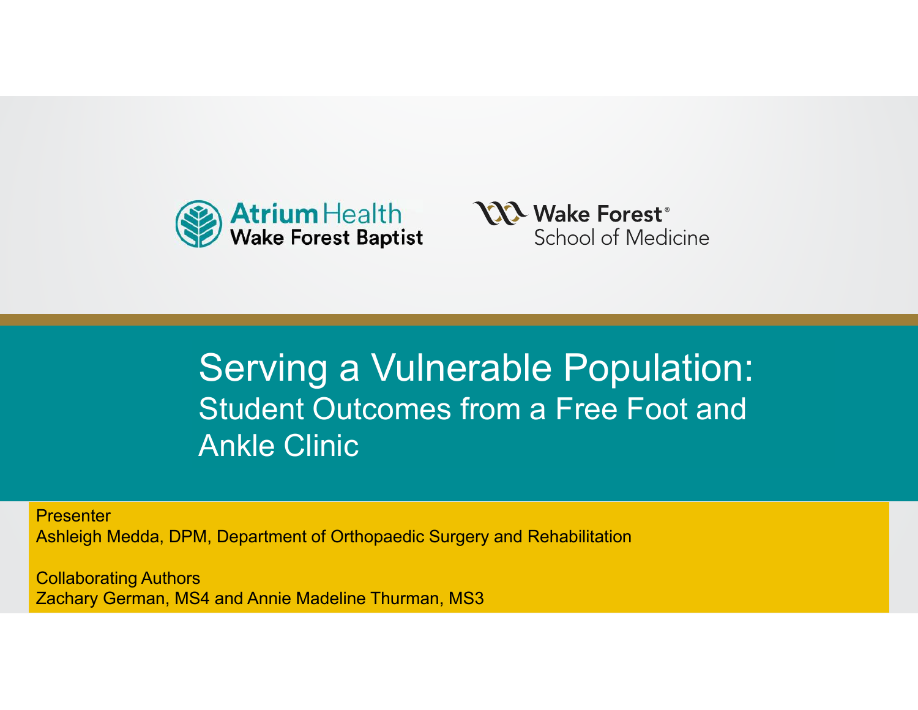Atrium Health Wake Forest Baptist

Wake Forest School of Medicine

# Serving a Vulnerable Population:

## Student Outcomes from a Free Foot and Ankle Clinic

Presenter
Ashleigh Medda, DPM, Department of Orthopaedic Surgery and Rehabilitation

Collaborating Authors
Zachary German, MS4 and Annie Madeline Thurman, MS3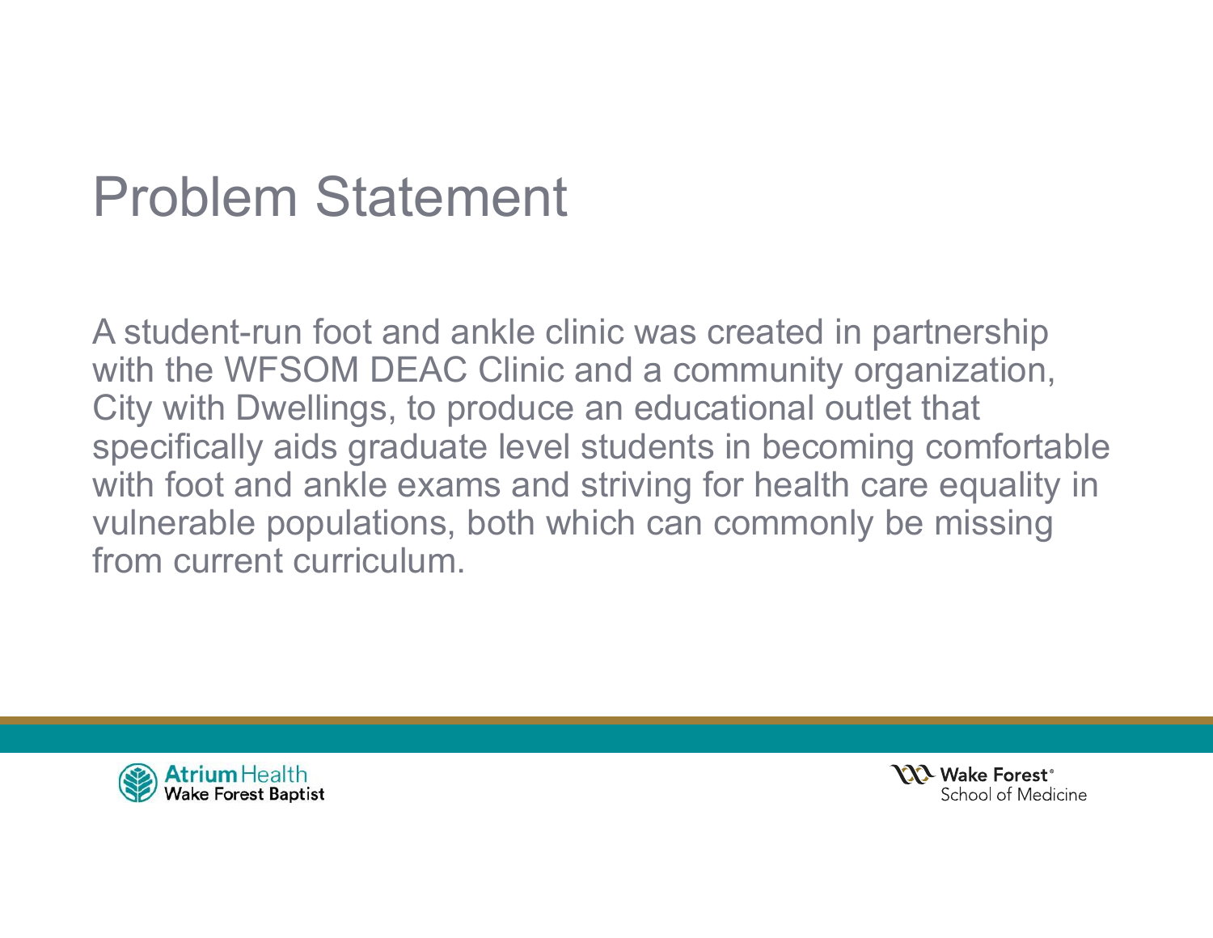# Problem Statement

A student-run foot and ankle clinic was created in partnership with the WFSOM DEAC Clinic and a community organization, City with Dwellings, to produce an educational outlet that specifically aids graduate level students in becoming comfortable with foot and ankle exams and striving for health care equality in vulnerable populations, both which can commonly be missing from current curriculum.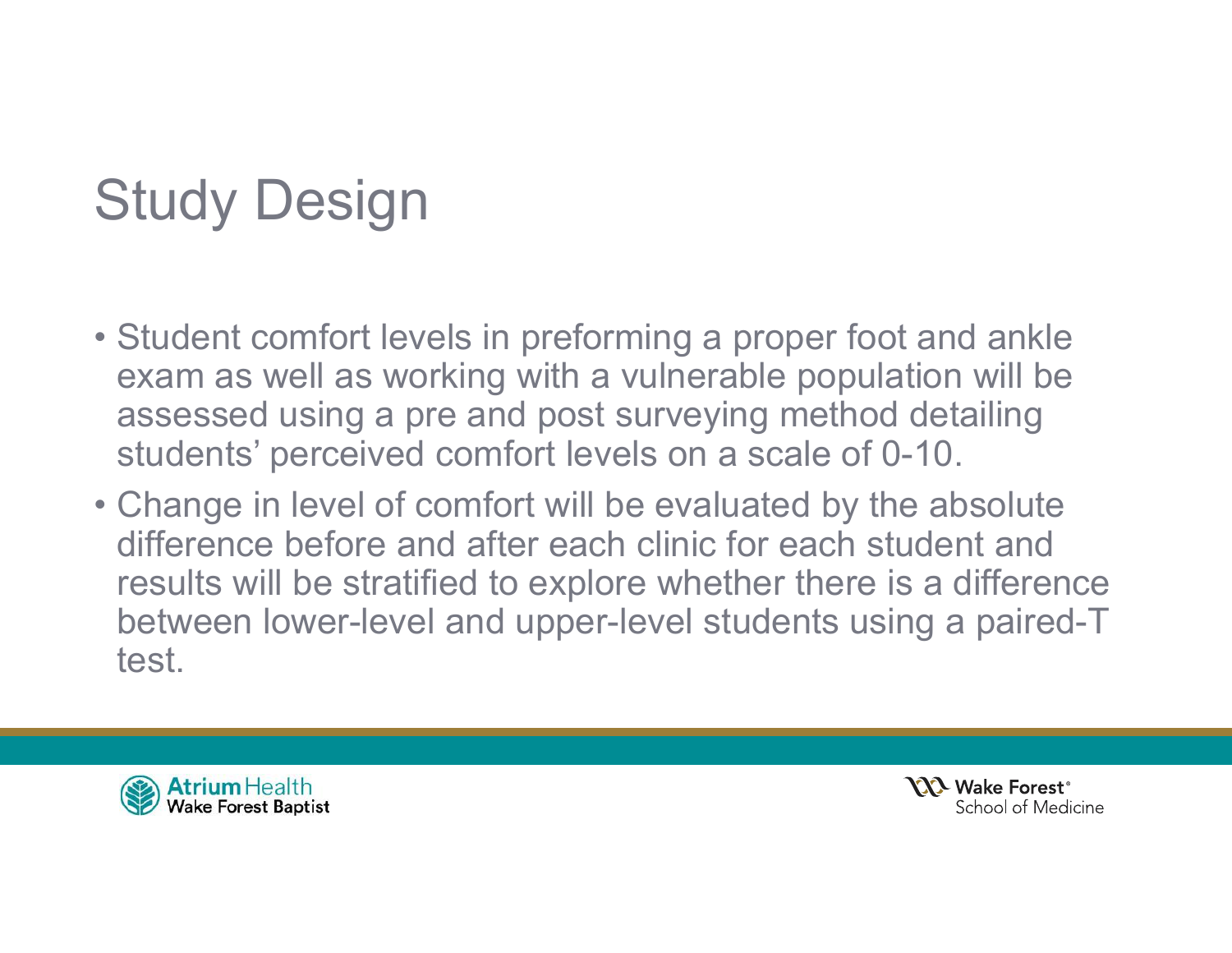# Study Design

- Student comfort levels in preforming a proper foot and ankle exam as well as working with a vulnerable population will be assessed using a pre and post surveying method detailing students' perceived comfort levels on a scale of 0-10.
- Change in level of comfort will be evaluated by the absolute difference before and after each clinic for each student and results will be stratified to explore whether there is a difference between lower-level and upper-level students using a paired-T test.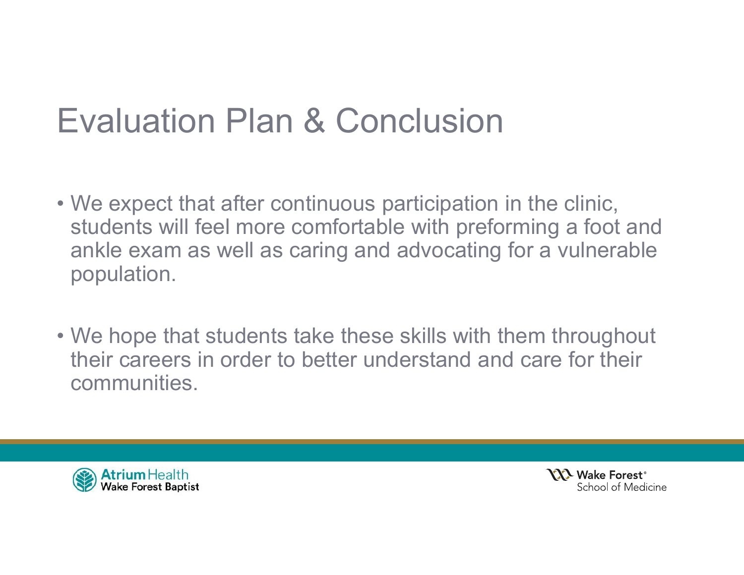# Evaluation Plan & Conclusion

- We expect that after continuous participation in the clinic, students will feel more comfortable with preforming a foot and ankle exam as well as caring and advocating for a vulnerable population.

- We hope that students take these skills with them throughout their careers in order to better understand and care for their communities.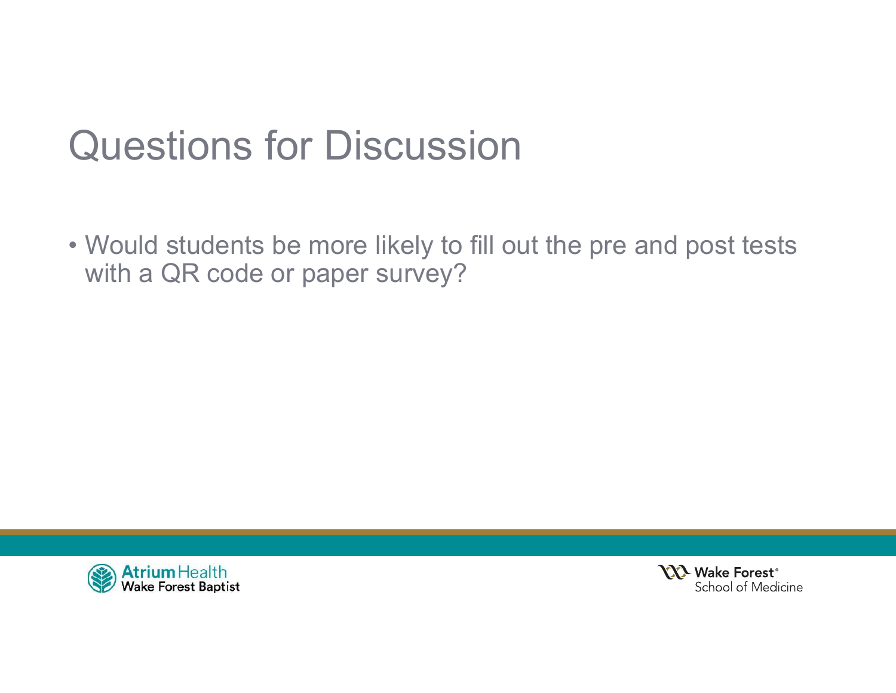# Questions for Discussion

- Would students be more likely to fill out the pre and post tests with a QR code or paper survey?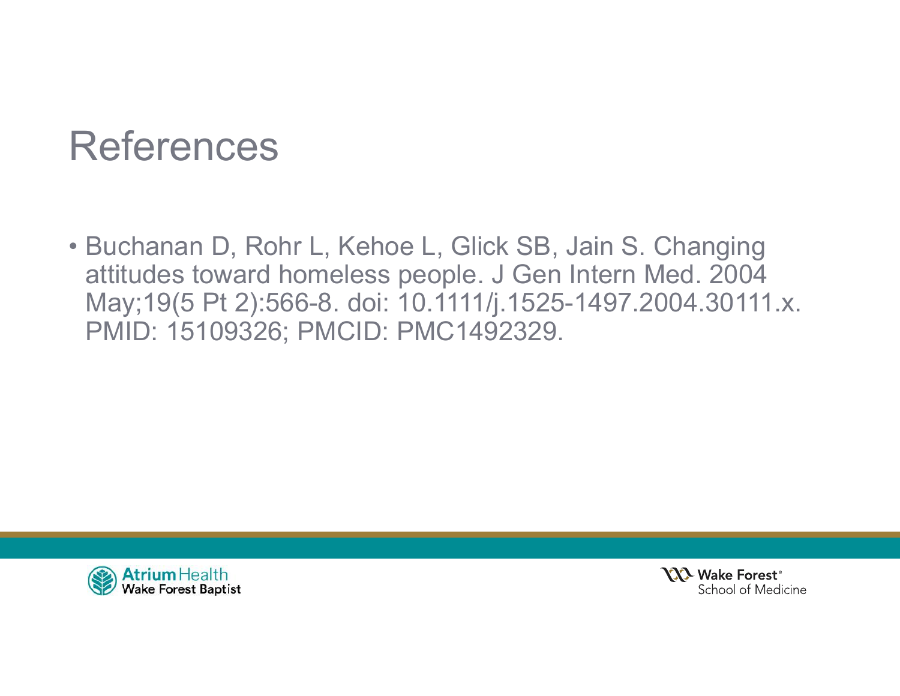# References

- Buchanan D, Rohr L, Kehoe L, Glick SB, Jain S. Changing attitudes toward homeless people. J Gen Intern Med. 2004 May;19(5 Pt 2):566-8. doi: 10.1111/j.1525-1497.2004.30111.x. PMID: 15109326; PMCID: PMC1492329.